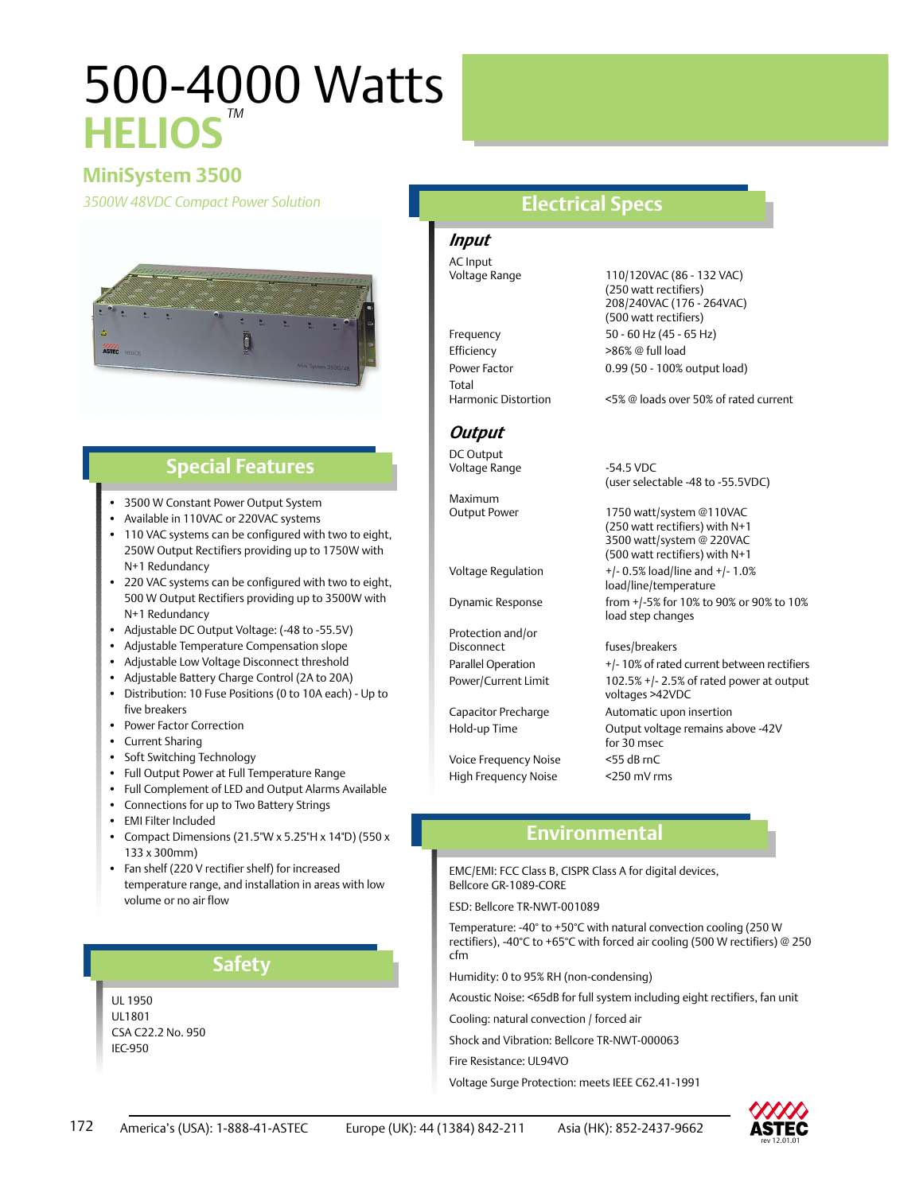# 500-4000 Watts

# HELIOS™

## MiniSystem 3500

*3500W 48VDC Compact Power Solution*

## Special Features

- 3500 W Constant Power Output System
- Available in 110VAC or 220VAC systems
- 110 VAC systems can be configured with two to eight, 250W Output Rectifiers providing up to 1750W with N+1 Redundancy
- 220 VAC systems can be configured with two to eight, 500 W Output Rectifiers providing up to 3500W with N+1 Redundancy
- Adjustable DC Output Voltage: (-48 to -55.5V)
- Adjustable Temperature Compensation slope
- Adjustable Low Voltage Disconnect threshold
- Adjustable Battery Charge Control (2A to 20A)
- Distribution: 10 Fuse Positions (0 to 10A each) - Up to five breakers
- Power Factor Correction
- Current Sharing
- Soft Switching Technology
- Full Output Power at Full Temperature Range
- Full Complement of LED and Output Alarms Available
- Connections for up to Two Battery Strings
- EMI Filter Included
- Compact Dimensions (21.5"W x 5.25"H x 14"D) (550 x 133 x 300mm)
- Fan shelf (220 V rectifier shelf) for increased temperature range, and installation in areas with low volume or no air flow

## Safety

UL 1950
UL1801
CSA C22.2 No. 950
IEC-950

## Electrical Specs

### *Input*

| | |
|---|---|
| AC Input Voltage Range | 110/120VAC (86 - 132 VAC) (250 watt rectifiers) 208/240VAC (176 - 264VAC) (500 watt rectifiers) |
| Frequency | 50 - 60 Hz (45 - 65 Hz) |
| Efficiency | >86% @ full load |
| Power Factor | 0.99 (50 - 100% output load) |
| Total Harmonic Distortion | <5% @ loads over 50% of rated current |

### *Output*

| | |
|---|---|
| DC Output Voltage Range | -54.5 VDC (user selectable -48 to -55.5VDC) |
| Maximum Output Power | 1750 watt/system @110VAC (250 watt rectifiers) with N+1 3500 watt/system @ 220VAC (500 watt rectifiers) with N+1 |
| Voltage Regulation | +/- 0.5% load/line and +/- 1.0% load/line/temperature |
| Dynamic Response | from +/-5% for 10% to 90% or 90% to 10% load step changes |
| Protection and/or Disconnect | fuses/breakers |
| Parallel Operation | +/- 10% of rated current between rectifiers |
| Power/Current Limit | 102.5% +/- 2.5% of rated power at output voltages >42VDC |
| Capacitor Precharge | Automatic upon insertion |
| Hold-up Time | Output voltage remains above -42V for 30 msec |
| Voice Frequency Noise | <55 dB rnC |
| High Frequency Noise | <250 mV rms |

## Environmental

EMC/EMI: FCC Class B, CISPR Class A for digital devices, Bellcore GR-1089-CORE

ESD: Bellcore TR-NWT-001089

Temperature: -40° to +50°C with natural convection cooling (250 W rectifiers), -40°C to +65°C with forced air cooling (500 W rectifiers) @ 250 cfm

Humidity: 0 to 95% RH (non-condensing)

Acoustic Noise: <65dB for full system including eight rectifiers, fan unit

Cooling: natural convection / forced air

Shock and Vibration: Bellcore TR-NWT-000063

Fire Resistance: UL94VO

Voltage Surge Protection: meets IEEE C62.41-1991

America's (USA): 1-888-41-ASTEC Europe (UK): 44 (1384) 842-211 Asia (HK): 852-2437-9662

ASTEC rev 12.01.01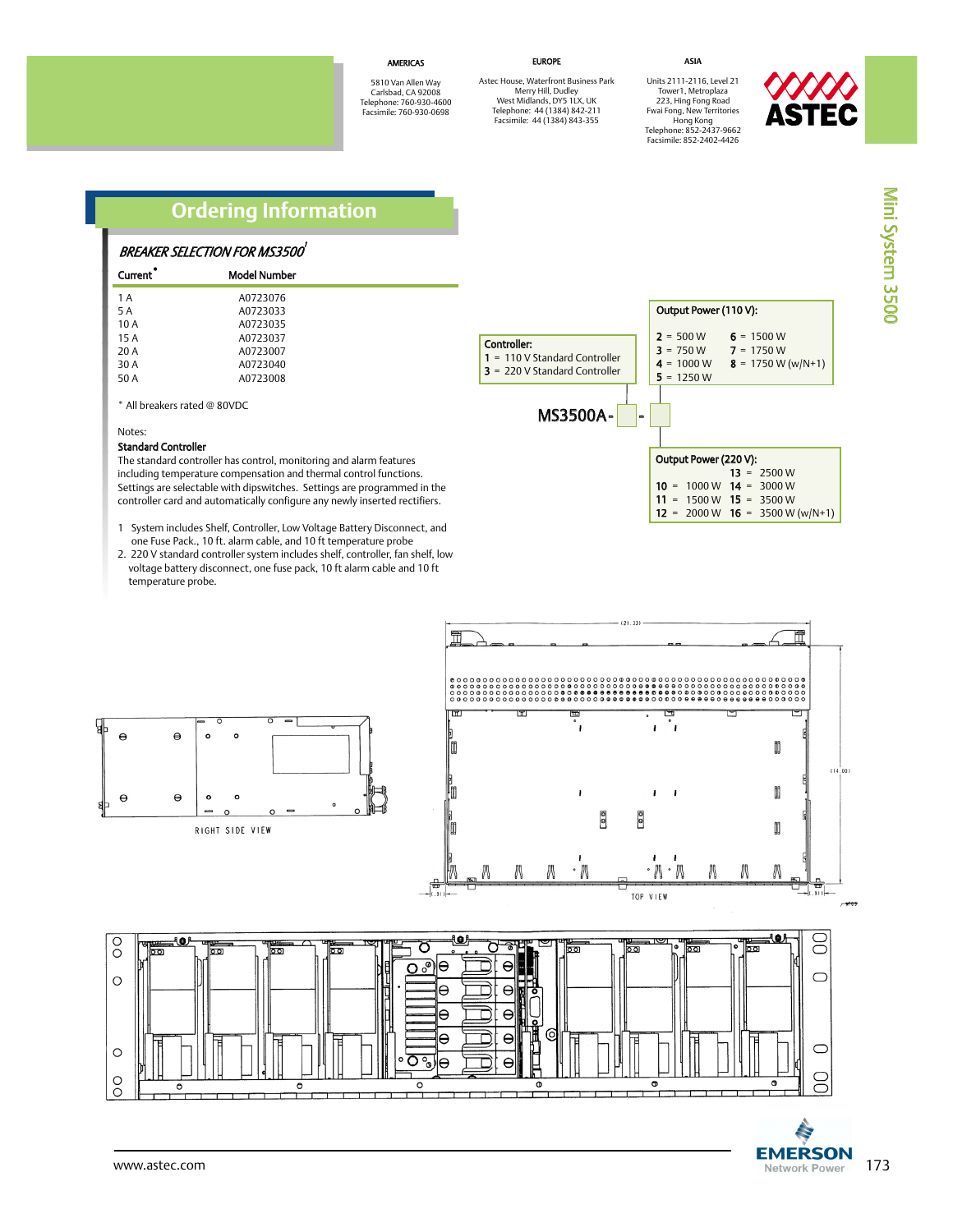AMERICAS

5810 Van Allen Way
Carlsbad, CA 92008
Telephone: 760-930-4600
Facsimile: 760-930-0698

EUROPE

Astec House, Waterfront Business Park
Merry Hill, Dudley
West Midlands, DY5 1LX, UK
Telephone: 44 (1384) 842-211
Facsimile: 44 (1384) 843-355

ASIA

Units 2111-2116, Level 21
Tower1, Metroplaza
223, Hing Fong Road
Fwai Fong, New Territories
Hong Kong
Telephone: 852-2437-9662
Facsimile: 852-2402-4426

ASTEC

Mini System 3500

# Ordering Information

## *BREAKER SELECTION FOR MS3500*[1]

| Current* | Model Number |
|---|---|
| 1 A | A0723076 |
| 5 A | A0723033 |
| 10 A | A0723035 |
| 15 A | A0723037 |
| 20 A | A0723007 |
| 30 A | A0723040 |
| 50 A | A0723008 |

* All breakers rated @ 80VDC

Notes:

**Standard Controller**

The standard controller has control, monitoring and alarm features including temperature compensation and thermal control functions. Settings are selectable with dipswitches. Settings are programmed in the controller card and automatically configure any newly inserted rectifiers.

1 System includes Shelf, Controller, Low Voltage Battery Disconnect, and one Fuse Pack., 10 ft. alarm cable, and 10 ft temperature probe

2. 220 V standard controller system includes shelf, controller, fan shelf, low voltage battery disconnect, one fuse pack, 10 ft alarm cable and 10 ft temperature probe.

MS3500A- ☐ - ☐

**Controller:**
**1** = 110 V Standard Controller
**3** = 220 V Standard Controller

**Output Power (110 V):**
**2** = 500 W
**3** = 750 W
**4** = 1000 W
**5** = 1250 W
**6** = 1500 W
**7** = 1750 W
**8** = 1750 W (w/N+1)

**Output Power (220 V):**
**10** = 1000 W
**11** = 1500 W
**12** = 2000 W
**13** = 2500 W
**14** = 3000 W
**15** = 3500 W
**16** = 3500 W (w/N+1)

RIGHT SIDE VIEW

(21.33)

(14.00)

(.91)

(.91)

TOP VIEW

www.astec.com

EMERSON Network Power